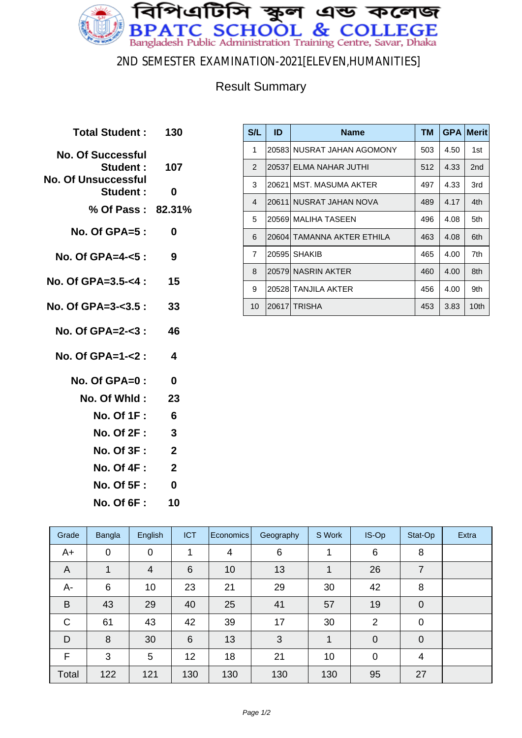# বিপিএটিসি স্কুল এন্ড কলেজ

# BPATC SCHOOL & COLLEGE

Bangladesh Public Administration Training Centre, Savar, Dhaka

## 2ND SEMESTER EXAMINATION-2021[ELEVEN,HUMANITIES]

### Result Summary

| | |
|---|---|
| **Total Student :** | **130** |
| **No. Of Successful Student :** | **107** |
| **No. Of Unsuccessful Student :** | **0** |
| **% Of Pass :** | **82.31%** |
| **No. Of GPA=5 :** | **0** |
| **No. Of GPA=4-<5 :** | **9** |
| **No. Of GPA=3.5-<4 :** | **15** |
| **No. Of GPA=3-<3.5 :** | **33** |
| **No. Of GPA=2-<3 :** | **46** |
| **No. Of GPA=1-<2 :** | **4** |
| **No. Of GPA=0 :** | **0** |
| **No. Of Whld :** | **23** |
| **No. Of 1F :** | **6** |
| **No. Of 2F :** | **3** |
| **No. Of 3F :** | **2** |
| **No. Of 4F :** | **2** |
| **No. Of 5F :** | **0** |
| **No. Of 6F :** | **10** |

| S/L | ID | Name | TM | GPA | Merit |
|---|---|---|---|---|---|
| 1 | 20583 | NUSRAT JAHAN AGOMONY | 503 | 4.50 | 1st |
| 2 | 20537 | ELMA NAHAR JUTHI | 512 | 4.33 | 2nd |
| 3 | 20621 | MST. MASUMA AKTER | 497 | 4.33 | 3rd |
| 4 | 20611 | NUSRAT JAHAN NOVA | 489 | 4.17 | 4th |
| 5 | 20569 | MALIHA TASEEN | 496 | 4.08 | 5th |
| 6 | 20604 | TAMANNA AKTER ETHILA | 463 | 4.08 | 6th |
| 7 | 20595 | SHAKIB | 465 | 4.00 | 7th |
| 8 | 20579 | NASRIN AKTER | 460 | 4.00 | 8th |
| 9 | 20528 | TANJILA AKTER | 456 | 4.00 | 9th |
| 10 | 20617 | TRISHA | 453 | 3.83 | 10th |

| Grade | Bangla | English | ICT | Economics | Geography | S Work | IS-Op | Stat-Op | Extra |
|---|---|---|---|---|---|---|---|---|---|
| A+ | 0 | 0 | 1 | 4 | 6 | 1 | 6 | 8 | |
| A | 1 | 4 | 6 | 10 | 13 | 1 | 26 | 7 | |
| A- | 6 | 10 | 23 | 21 | 29 | 30 | 42 | 8 | |
| B | 43 | 29 | 40 | 25 | 41 | 57 | 19 | 0 | |
| C | 61 | 43 | 42 | 39 | 17 | 30 | 2 | 0 | |
| D | 8 | 30 | 6 | 13 | 3 | 1 | 0 | 0 | |
| F | 3 | 5 | 12 | 18 | 21 | 10 | 0 | 4 | |
| Total | 122 | 121 | 130 | 130 | 130 | 130 | 95 | 27 | |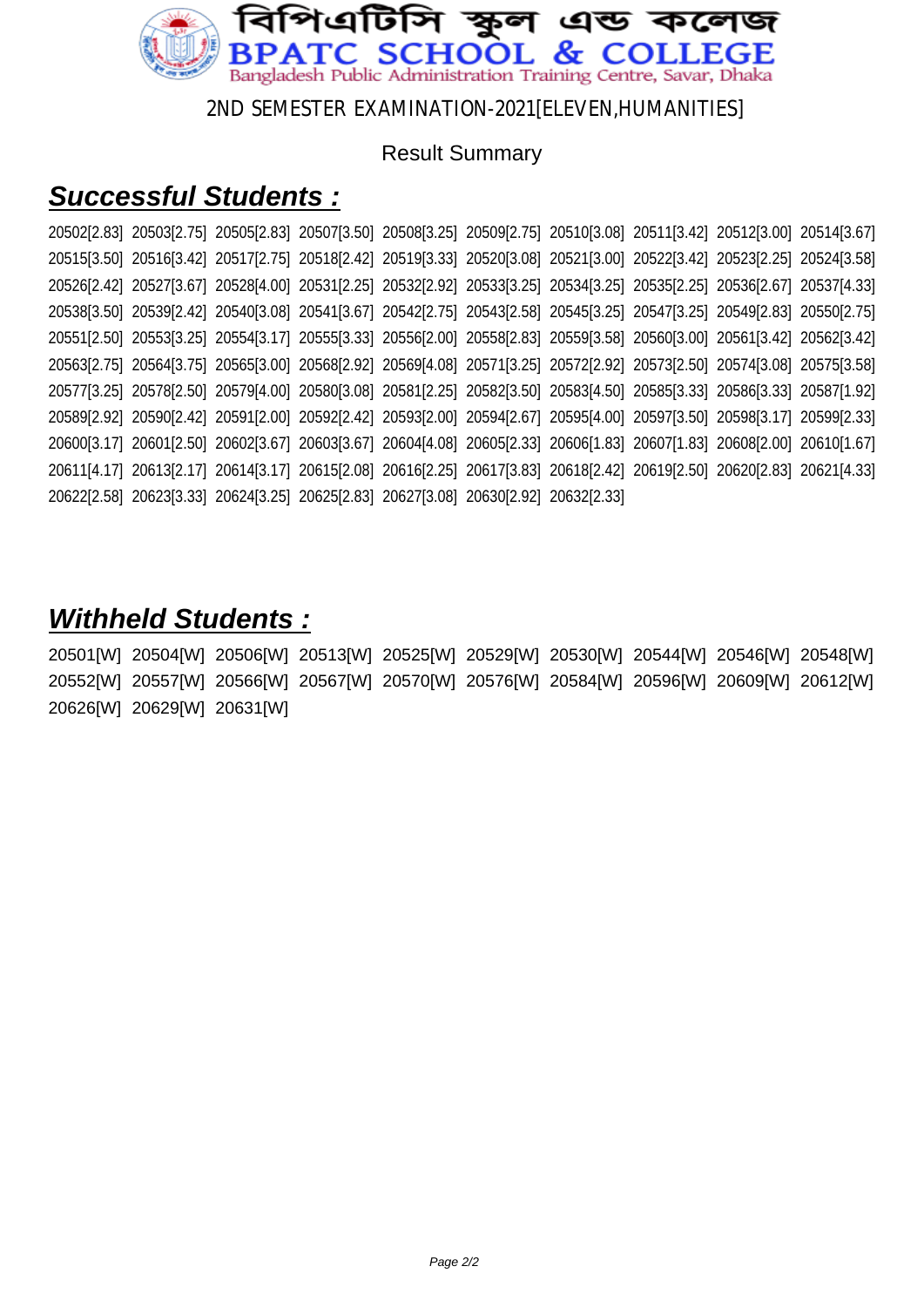বিপিএটিসি স্কুল এন্ড কলেজ

# BPATC SCHOOL & COLLEGE

Bangladesh Public Administration Training Centre, Savar, Dhaka

2ND SEMESTER EXAMINATION-2021[ELEVEN,HUMANITIES]

Result Summary

## ***Successful Students :***

20502[2.83] 20503[2.75] 20505[2.83] 20507[3.50] 20508[3.25] 20509[2.75] 20510[3.08] 20511[3.42] 20512[3.00] 20514[3.67] 20515[3.50] 20516[3.42] 20517[2.75] 20518[2.42] 20519[3.33] 20520[3.08] 20521[3.00] 20522[3.42] 20523[2.25] 20524[3.58] 20526[2.42] 20527[3.67] 20528[4.00] 20531[2.25] 20532[2.92] 20533[3.25] 20534[3.25] 20535[2.25] 20536[2.67] 20537[4.33] 20538[3.50] 20539[2.42] 20540[3.08] 20541[3.67] 20542[2.75] 20543[2.58] 20545[3.25] 20547[3.25] 20549[2.83] 20550[2.75] 20551[2.50] 20553[3.25] 20554[3.17] 20555[3.33] 20556[2.00] 20558[2.83] 20559[3.58] 20560[3.00] 20561[3.42] 20562[3.42] 20563[2.75] 20564[3.75] 20565[3.00] 20568[2.92] 20569[4.08] 20571[3.25] 20572[2.92] 20573[2.50] 20574[3.08] 20575[3.58] 20577[3.25] 20578[2.50] 20579[4.00] 20580[3.08] 20581[2.25] 20582[3.50] 20583[4.50] 20585[3.33] 20586[3.33] 20587[1.92] 20589[2.92] 20590[2.42] 20591[2.00] 20592[2.42] 20593[2.00] 20594[2.67] 20595[4.00] 20597[3.50] 20598[3.17] 20599[2.33] 20600[3.17] 20601[2.50] 20602[3.67] 20603[3.67] 20604[4.08] 20605[2.33] 20606[1.83] 20607[1.83] 20608[2.00] 20610[1.67] 20611[4.17] 20613[2.17] 20614[3.17] 20615[2.08] 20616[2.25] 20617[3.83] 20618[2.42] 20619[2.50] 20620[2.83] 20621[4.33] 20622[2.58] 20623[3.33] 20624[3.25] 20625[2.83] 20627[3.08] 20630[2.92] 20632[2.33]

## ***Withheld Students :***

20501[W] 20504[W] 20506[W] 20513[W] 20525[W] 20529[W] 20530[W] 20544[W] 20546[W] 20548[W] 20552[W] 20557[W] 20566[W] 20567[W] 20570[W] 20576[W] 20584[W] 20596[W] 20609[W] 20612[W] 20626[W] 20629[W] 20631[W]